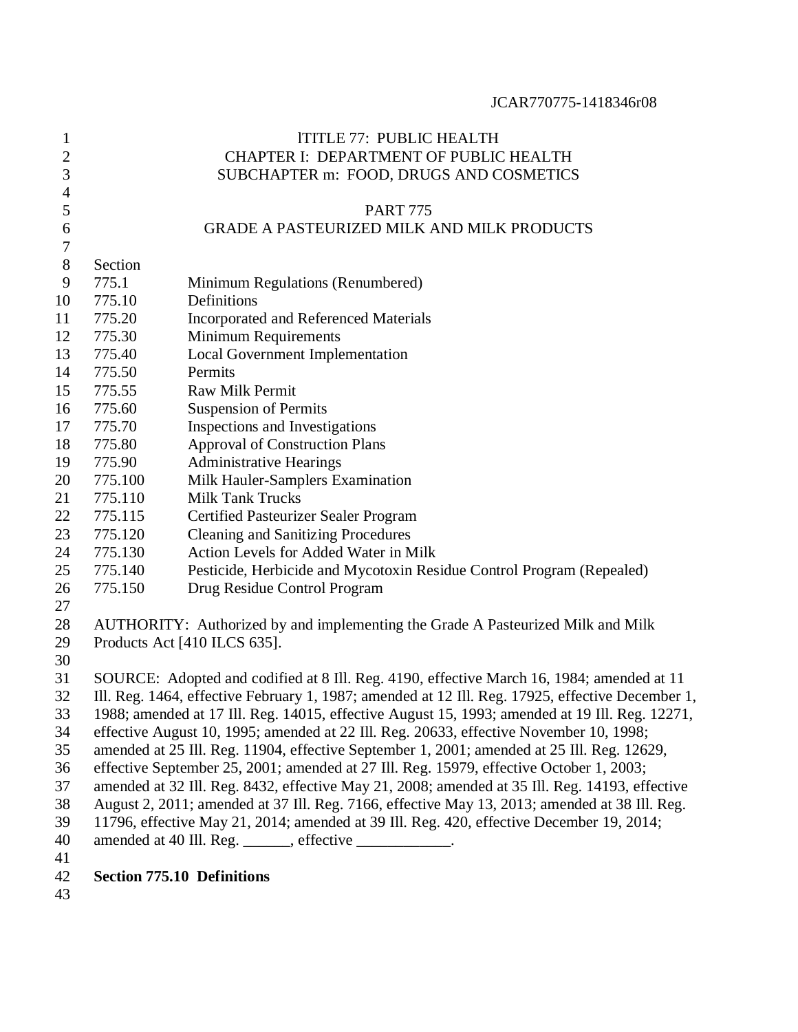# TITLE 77: PUBLIC HEALTH
## CHAPTER I: DEPARTMENT OF PUBLIC HEALTH
## SUBCHAPTER m: FOOD, DRUGS AND COSMETICS

## PART 775
## GRADE A PASTEURIZED MILK AND MILK PRODUCTS

| Section | |
|---|---|
| 775.1 | Minimum Regulations (Renumbered) |
| 775.10 | Definitions |
| 775.20 | Incorporated and Referenced Materials |
| 775.30 | Minimum Requirements |
| 775.40 | Local Government Implementation |
| 775.50 | Permits |
| 775.55 | Raw Milk Permit |
| 775.60 | Suspension of Permits |
| 775.70 | Inspections and Investigations |
| 775.80 | Approval of Construction Plans |
| 775.90 | Administrative Hearings |
| 775.100 | Milk Hauler-Samplers Examination |
| 775.110 | Milk Tank Trucks |
| 775.115 | Certified Pasteurizer Sealer Program |
| 775.120 | Cleaning and Sanitizing Procedures |
| 775.130 | Action Levels for Added Water in Milk |
| 775.140 | Pesticide, Herbicide and Mycotoxin Residue Control Program (Repealed) |
| 775.150 | Drug Residue Control Program |

AUTHORITY: Authorized by and implementing the Grade A Pasteurized Milk and Milk Products Act [410 ILCS 635].

SOURCE: Adopted and codified at 8 Ill. Reg. 4190, effective March 16, 1984; amended at 11 Ill. Reg. 1464, effective February 1, 1987; amended at 12 Ill. Reg. 17925, effective December 1, 1988; amended at 17 Ill. Reg. 14015, effective August 15, 1993; amended at 19 Ill. Reg. 12271, effective August 10, 1995; amended at 22 Ill. Reg. 20633, effective November 10, 1998; amended at 25 Ill. Reg. 11904, effective September 1, 2001; amended at 25 Ill. Reg. 12629, effective September 25, 2001; amended at 27 Ill. Reg. 15979, effective October 1, 2003; amended at 32 Ill. Reg. 8432, effective May 21, 2008; amended at 35 Ill. Reg. 14193, effective August 2, 2011; amended at 37 Ill. Reg. 7166, effective May 13, 2013; amended at 38 Ill. Reg. 11796, effective May 21, 2014; amended at 39 Ill. Reg. 420, effective December 19, 2014; amended at 40 Ill. Reg. ______, effective ____________.

**Section 775.10 Definitions**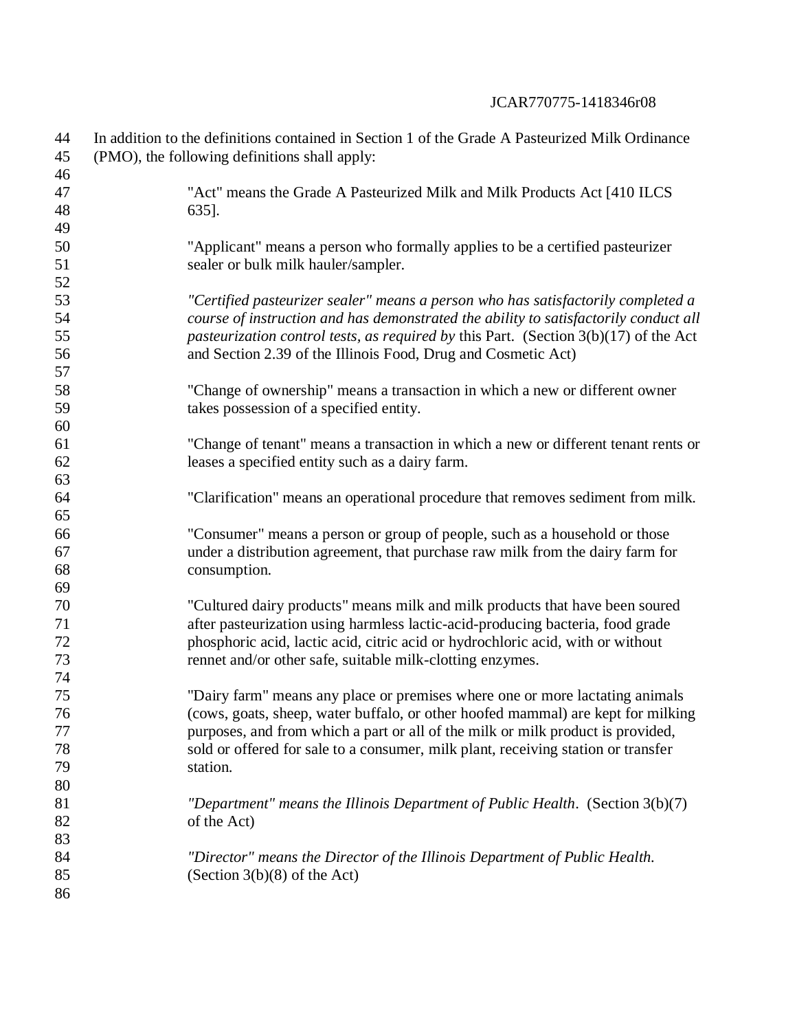In addition to the definitions contained in Section 1 of the Grade A Pasteurized Milk Ordinance (PMO), the following definitions shall apply:

"Act" means the Grade A Pasteurized Milk and Milk Products Act [410 ILCS 635].

"Applicant" means a person who formally applies to be a certified pasteurizer sealer or bulk milk hauler/sampler.

*"Certified pasteurizer sealer" means a person who has satisfactorily completed a course of instruction and has demonstrated the ability to satisfactorily conduct all pasteurization control tests, as required by* this Part. (Section 3(b)(17) of the Act and Section 2.39 of the Illinois Food, Drug and Cosmetic Act)

"Change of ownership" means a transaction in which a new or different owner takes possession of a specified entity.

"Change of tenant" means a transaction in which a new or different tenant rents or leases a specified entity such as a dairy farm.

"Clarification" means an operational procedure that removes sediment from milk.

"Consumer" means a person or group of people, such as a household or those under a distribution agreement, that purchase raw milk from the dairy farm for consumption.

"Cultured dairy products" means milk and milk products that have been soured after pasteurization using harmless lactic-acid-producing bacteria, food grade phosphoric acid, lactic acid, citric acid or hydrochloric acid, with or without rennet and/or other safe, suitable milk-clotting enzymes.

"Dairy farm" means any place or premises where one or more lactating animals (cows, goats, sheep, water buffalo, or other hoofed mammal) are kept for milking purposes, and from which a part or all of the milk or milk product is provided, sold or offered for sale to a consumer, milk plant, receiving station or transfer station.

*"Department" means the Illinois Department of Public Health*. (Section 3(b)(7) of the Act)

*"Director" means the Director of the Illinois Department of Public Health.* (Section 3(b)(8) of the Act)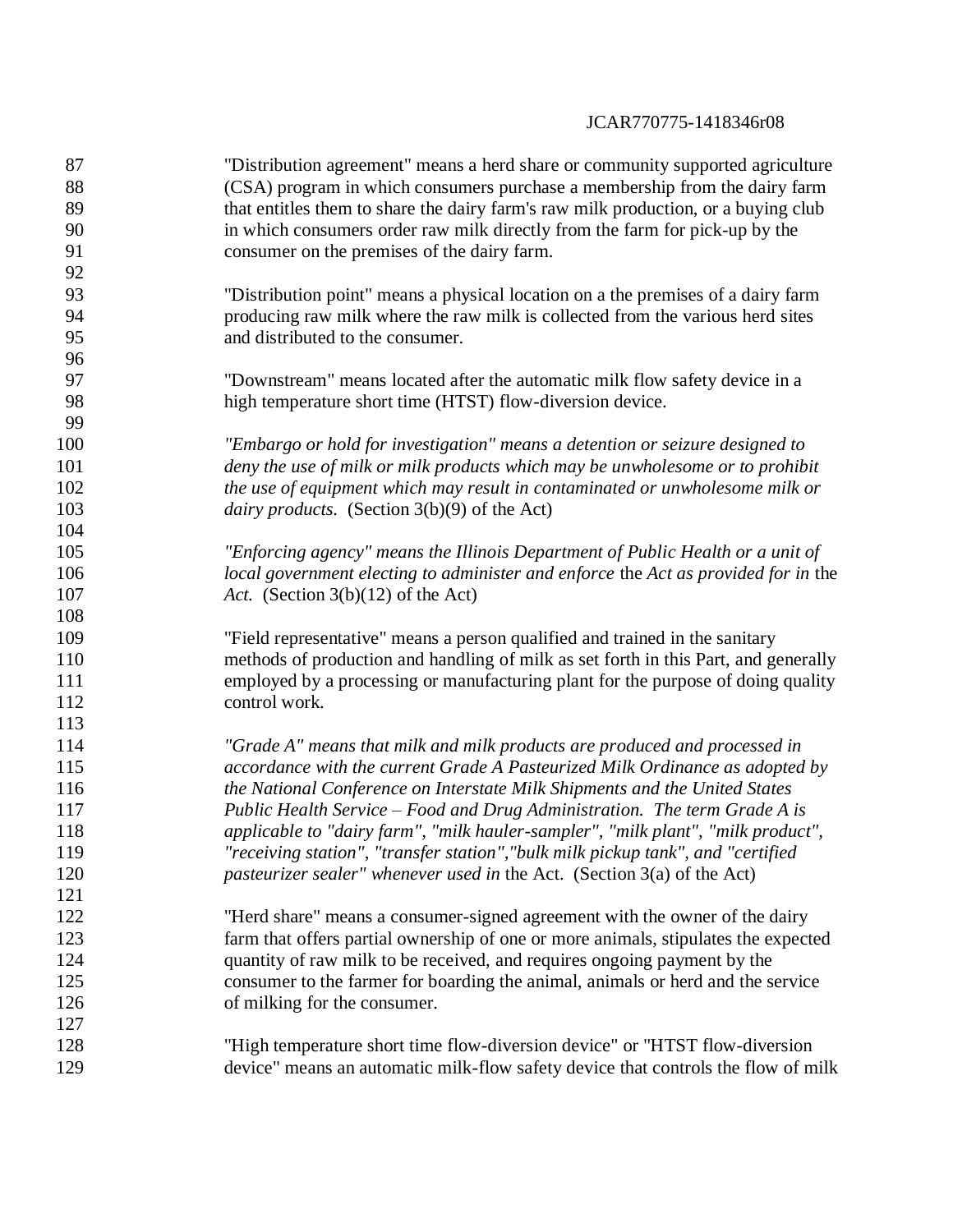"Distribution agreement" means a herd share or community supported agriculture (CSA) program in which consumers purchase a membership from the dairy farm that entitles them to share the dairy farm's raw milk production, or a buying club in which consumers order raw milk directly from the farm for pick-up by the consumer on the premises of the dairy farm.

"Distribution point" means a physical location on a the premises of a dairy farm producing raw milk where the raw milk is collected from the various herd sites and distributed to the consumer.

"Downstream" means located after the automatic milk flow safety device in a high temperature short time (HTST) flow-diversion device.

*"Embargo or hold for investigation" means a detention or seizure designed to deny the use of milk or milk products which may be unwholesome or to prohibit the use of equipment which may result in contaminated or unwholesome milk or dairy products.* (Section 3(b)(9) of the Act)

*"Enforcing agency" means the Illinois Department of Public Health or a unit of local government electing to administer and enforce* the *Act as provided for in* the *Act.* (Section 3(b)(12) of the Act)

"Field representative" means a person qualified and trained in the sanitary methods of production and handling of milk as set forth in this Part, and generally employed by a processing or manufacturing plant for the purpose of doing quality control work.

*"Grade A" means that milk and milk products are produced and processed in accordance with the current Grade A Pasteurized Milk Ordinance as adopted by the National Conference on Interstate Milk Shipments and the United States Public Health Service – Food and Drug Administration. The term Grade A is applicable to "dairy farm", "milk hauler-sampler", "milk plant", "milk product", "receiving station", "transfer station","bulk milk pickup tank", and "certified pasteurizer sealer" whenever used in* the Act. (Section 3(a) of the Act)

"Herd share" means a consumer-signed agreement with the owner of the dairy farm that offers partial ownership of one or more animals, stipulates the expected quantity of raw milk to be received, and requires ongoing payment by the consumer to the farmer for boarding the animal, animals or herd and the service of milking for the consumer.

"High temperature short time flow-diversion device" or "HTST flow-diversion device" means an automatic milk-flow safety device that controls the flow of milk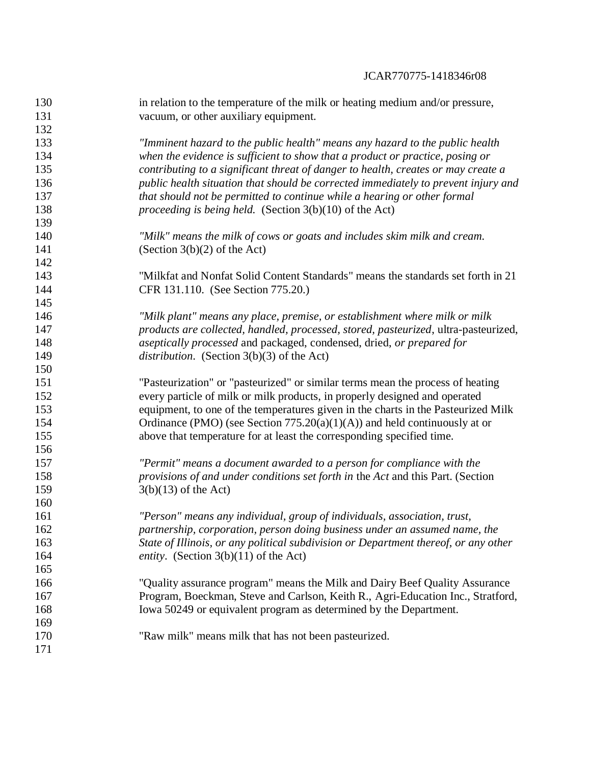in relation to the temperature of the milk or heating medium and/or pressure, vacuum, or other auxiliary equipment.

*"Imminent hazard to the public health" means any hazard to the public health when the evidence is sufficient to show that a product or practice, posing or contributing to a significant threat of danger to health, creates or may create a public health situation that should be corrected immediately to prevent injury and that should not be permitted to continue while a hearing or other formal proceeding is being held.* (Section 3(b)(10) of the Act)

*"Milk" means the milk of cows or goats and includes skim milk and cream.* (Section 3(b)(2) of the Act)

"Milkfat and Nonfat Solid Content Standards" means the standards set forth in 21 CFR 131.110. (See Section 775.20.)

*"Milk plant" means any place, premise, or establishment where milk or milk products are collected, handled, processed, stored, pasteurized*, ultra-pasteurized, *aseptically processed* and packaged, condensed, dried, *or prepared for distribution*. (Section 3(b)(3) of the Act)

"Pasteurization" or "pasteurized" or similar terms mean the process of heating every particle of milk or milk products, in properly designed and operated equipment, to one of the temperatures given in the charts in the Pasteurized Milk Ordinance (PMO) (see Section 775.20(a)(1)(A)) and held continuously at or above that temperature for at least the corresponding specified time.

*"Permit" means a document awarded to a person for compliance with the provisions of and under conditions set forth in* the *Act* and this Part. (Section 3(b)(13) of the Act)

*"Person" means any individual, group of individuals, association, trust, partnership, corporation, person doing business under an assumed name, the State of Illinois, or any political subdivision or Department thereof, or any other entity*. (Section 3(b)(11) of the Act)

"Quality assurance program" means the Milk and Dairy Beef Quality Assurance Program, Boeckman, Steve and Carlson, Keith R., Agri-Education Inc., Stratford, Iowa 50249 or equivalent program as determined by the Department.

"Raw milk" means milk that has not been pasteurized.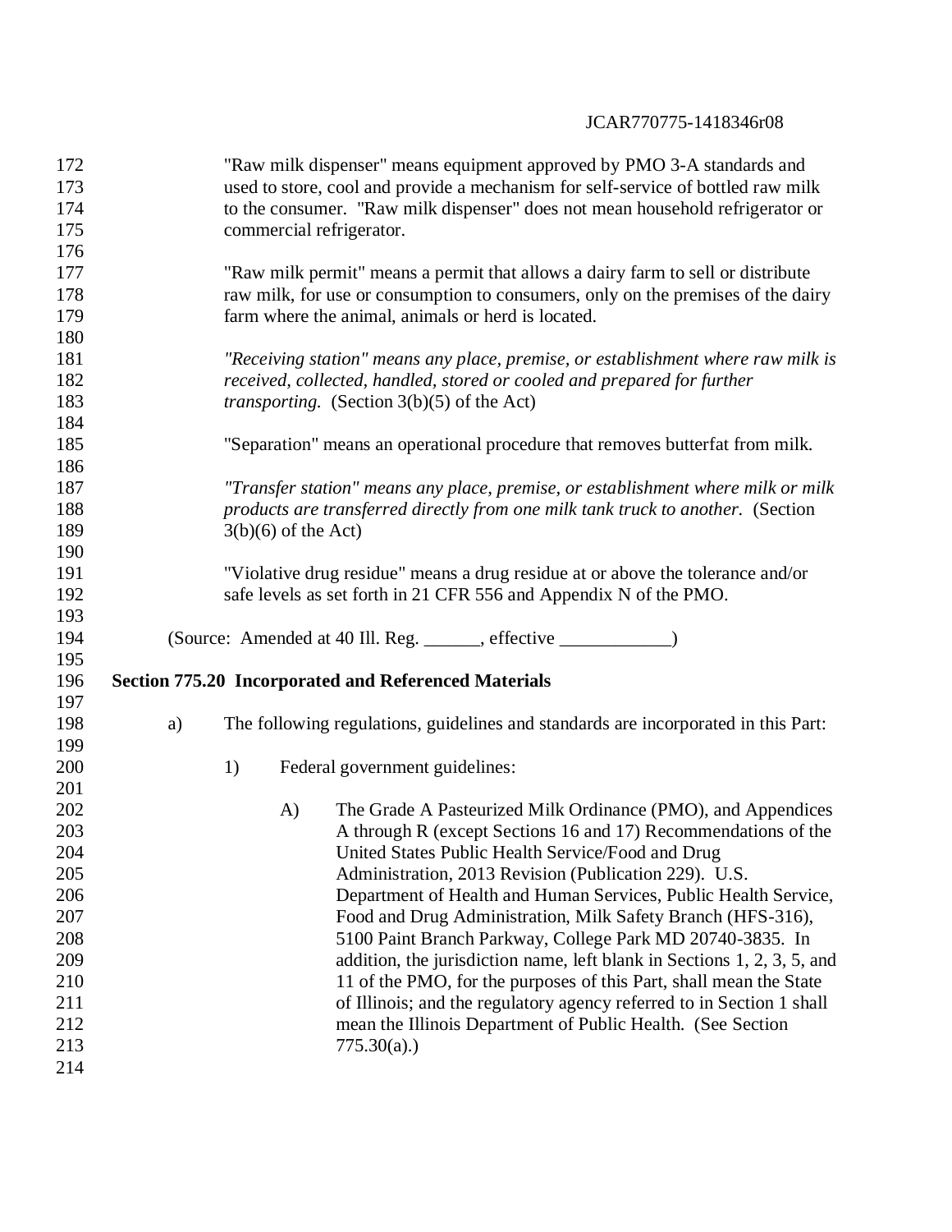"Raw milk dispenser" means equipment approved by PMO 3-A standards and used to store, cool and provide a mechanism for self-service of bottled raw milk to the consumer. "Raw milk dispenser" does not mean household refrigerator or commercial refrigerator.

"Raw milk permit" means a permit that allows a dairy farm to sell or distribute raw milk, for use or consumption to consumers, only on the premises of the dairy farm where the animal, animals or herd is located.

*"Receiving station" means any place, premise, or establishment where raw milk is received, collected, handled, stored or cooled and prepared for further transporting.* (Section 3(b)(5) of the Act)

"Separation" means an operational procedure that removes butterfat from milk.

*"Transfer station" means any place, premise, or establishment where milk or milk products are transferred directly from one milk tank truck to another.* (Section 3(b)(6) of the Act)

"Violative drug residue" means a drug residue at or above the tolerance and/or safe levels as set forth in 21 CFR 556 and Appendix N of the PMO.

(Source: Amended at 40 Ill. Reg. ______, effective ____________)

**Section 775.20 Incorporated and Referenced Materials**

a) The following regulations, guidelines and standards are incorporated in this Part:

1) Federal government guidelines:

A) The Grade A Pasteurized Milk Ordinance (PMO), and Appendices A through R (except Sections 16 and 17) Recommendations of the United States Public Health Service/Food and Drug Administration, 2013 Revision (Publication 229). U.S. Department of Health and Human Services, Public Health Service, Food and Drug Administration, Milk Safety Branch (HFS-316), 5100 Paint Branch Parkway, College Park MD 20740-3835. In addition, the jurisdiction name, left blank in Sections 1, 2, 3, 5, and 11 of the PMO, for the purposes of this Part, shall mean the State of Illinois; and the regulatory agency referred to in Section 1 shall mean the Illinois Department of Public Health. (See Section 775.30(a).)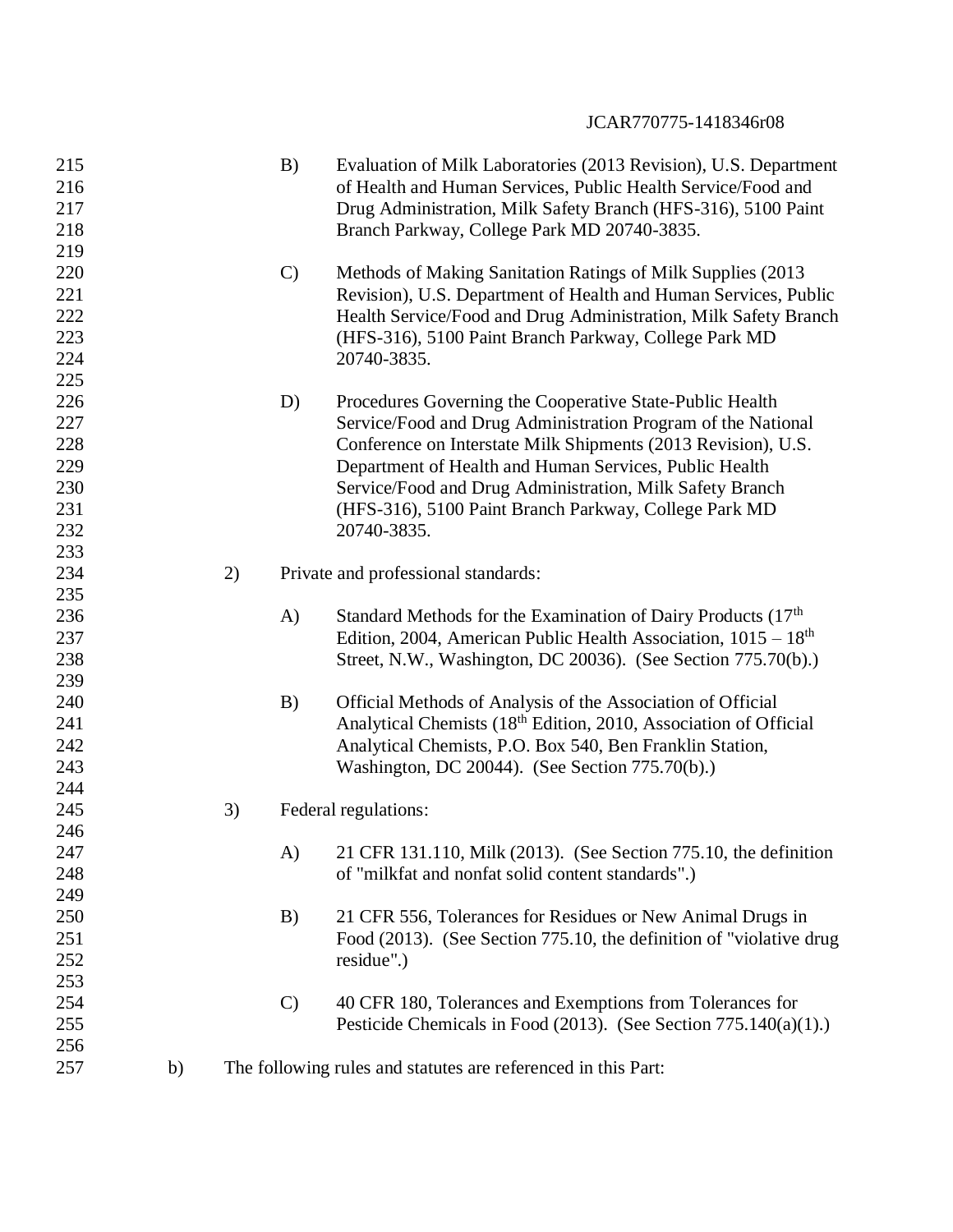B) Evaluation of Milk Laboratories (2013 Revision), U.S. Department of Health and Human Services, Public Health Service/Food and Drug Administration, Milk Safety Branch (HFS-316), 5100 Paint Branch Parkway, College Park MD 20740-3835.

C) Methods of Making Sanitation Ratings of Milk Supplies (2013 Revision), U.S. Department of Health and Human Services, Public Health Service/Food and Drug Administration, Milk Safety Branch (HFS-316), 5100 Paint Branch Parkway, College Park MD 20740-3835.

D) Procedures Governing the Cooperative State-Public Health Service/Food and Drug Administration Program of the National Conference on Interstate Milk Shipments (2013 Revision), U.S. Department of Health and Human Services, Public Health Service/Food and Drug Administration, Milk Safety Branch (HFS-316), 5100 Paint Branch Parkway, College Park MD 20740-3835.

2) Private and professional standards:

A) Standard Methods for the Examination of Dairy Products (17th Edition, 2004, American Public Health Association, 1015 – 18th Street, N.W., Washington, DC 20036). (See Section 775.70(b).)

B) Official Methods of Analysis of the Association of Official Analytical Chemists (18th Edition, 2010, Association of Official Analytical Chemists, P.O. Box 540, Ben Franklin Station, Washington, DC 20044). (See Section 775.70(b).)

3) Federal regulations:

A) 21 CFR 131.110, Milk (2013). (See Section 775.10, the definition of "milkfat and nonfat solid content standards".)

B) 21 CFR 556, Tolerances for Residues or New Animal Drugs in Food (2013). (See Section 775.10, the definition of "violative drug residue".)

C) 40 CFR 180, Tolerances and Exemptions from Tolerances for Pesticide Chemicals in Food (2013). (See Section 775.140(a)(1).)

b) The following rules and statutes are referenced in this Part: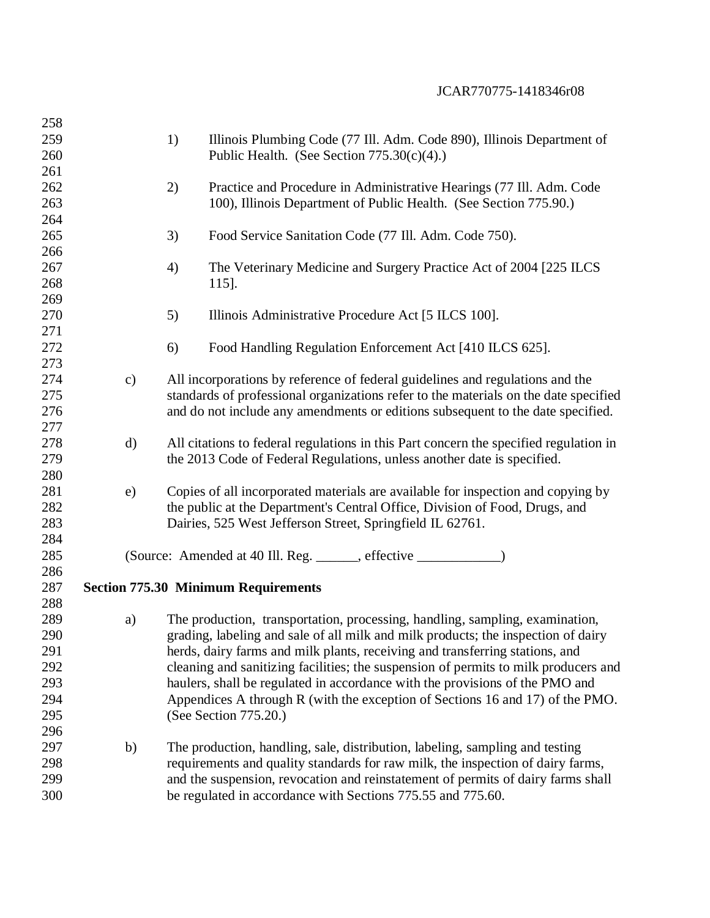1) Illinois Plumbing Code (77 Ill. Adm. Code 890), Illinois Department of Public Health. (See Section 775.30(c)(4).)

2) Practice and Procedure in Administrative Hearings (77 Ill. Adm. Code 100), Illinois Department of Public Health. (See Section 775.90.)

3) Food Service Sanitation Code (77 Ill. Adm. Code 750).

4) The Veterinary Medicine and Surgery Practice Act of 2004 [225 ILCS 115].

5) Illinois Administrative Procedure Act [5 ILCS 100].

6) Food Handling Regulation Enforcement Act [410 ILCS 625].

c) All incorporations by reference of federal guidelines and regulations and the standards of professional organizations refer to the materials on the date specified and do not include any amendments or editions subsequent to the date specified.

d) All citations to federal regulations in this Part concern the specified regulation in the 2013 Code of Federal Regulations, unless another date is specified.

e) Copies of all incorporated materials are available for inspection and copying by the public at the Department's Central Office, Division of Food, Drugs, and Dairies, 525 West Jefferson Street, Springfield IL 62761.

(Source: Amended at 40 Ill. Reg. ______, effective ____________)

**Section 775.30 Minimum Requirements**

a) The production, transportation, processing, handling, sampling, examination, grading, labeling and sale of all milk and milk products; the inspection of dairy herds, dairy farms and milk plants, receiving and transferring stations, and cleaning and sanitizing facilities; the suspension of permits to milk producers and haulers, shall be regulated in accordance with the provisions of the PMO and Appendices A through R (with the exception of Sections 16 and 17) of the PMO. (See Section 775.20.)

b) The production, handling, sale, distribution, labeling, sampling and testing requirements and quality standards for raw milk, the inspection of dairy farms, and the suspension, revocation and reinstatement of permits of dairy farms shall be regulated in accordance with Sections 775.55 and 775.60.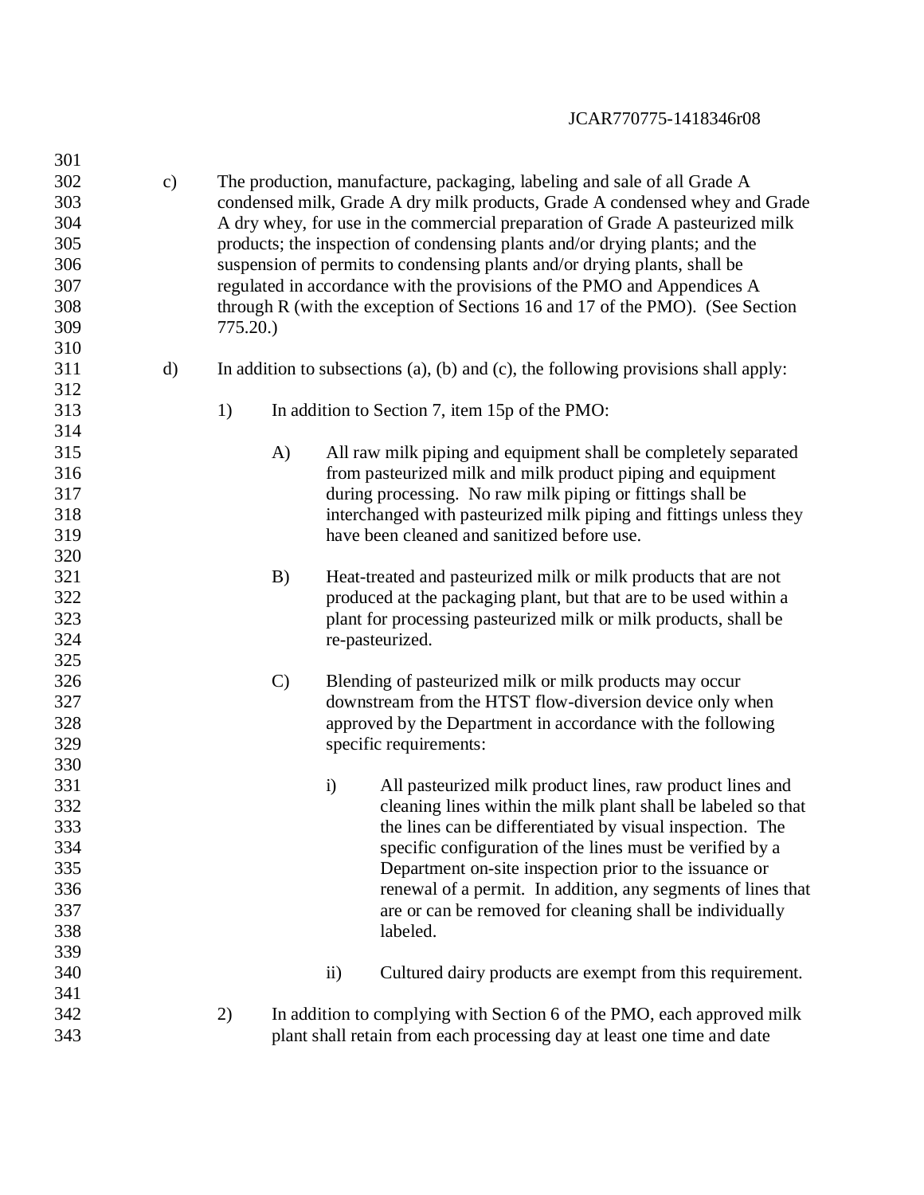c) The production, manufacture, packaging, labeling and sale of all Grade A condensed milk, Grade A dry milk products, Grade A condensed whey and Grade A dry whey, for use in the commercial preparation of Grade A pasteurized milk products; the inspection of condensing plants and/or drying plants; and the suspension of permits to condensing plants and/or drying plants, shall be regulated in accordance with the provisions of the PMO and Appendices A through R (with the exception of Sections 16 and 17 of the PMO). (See Section 775.20.)

d) In addition to subsections (a), (b) and (c), the following provisions shall apply:

1) In addition to Section 7, item 15p of the PMO:

A) All raw milk piping and equipment shall be completely separated from pasteurized milk and milk product piping and equipment during processing. No raw milk piping or fittings shall be interchanged with pasteurized milk piping and fittings unless they have been cleaned and sanitized before use.

B) Heat-treated and pasteurized milk or milk products that are not produced at the packaging plant, but that are to be used within a plant for processing pasteurized milk or milk products, shall be re-pasteurized.

C) Blending of pasteurized milk or milk products may occur downstream from the HTST flow-diversion device only when approved by the Department in accordance with the following specific requirements:

i) All pasteurized milk product lines, raw product lines and cleaning lines within the milk plant shall be labeled so that the lines can be differentiated by visual inspection. The specific configuration of the lines must be verified by a Department on-site inspection prior to the issuance or renewal of a permit. In addition, any segments of lines that are or can be removed for cleaning shall be individually labeled.

ii) Cultured dairy products are exempt from this requirement.

2) In addition to complying with Section 6 of the PMO, each approved milk plant shall retain from each processing day at least one time and date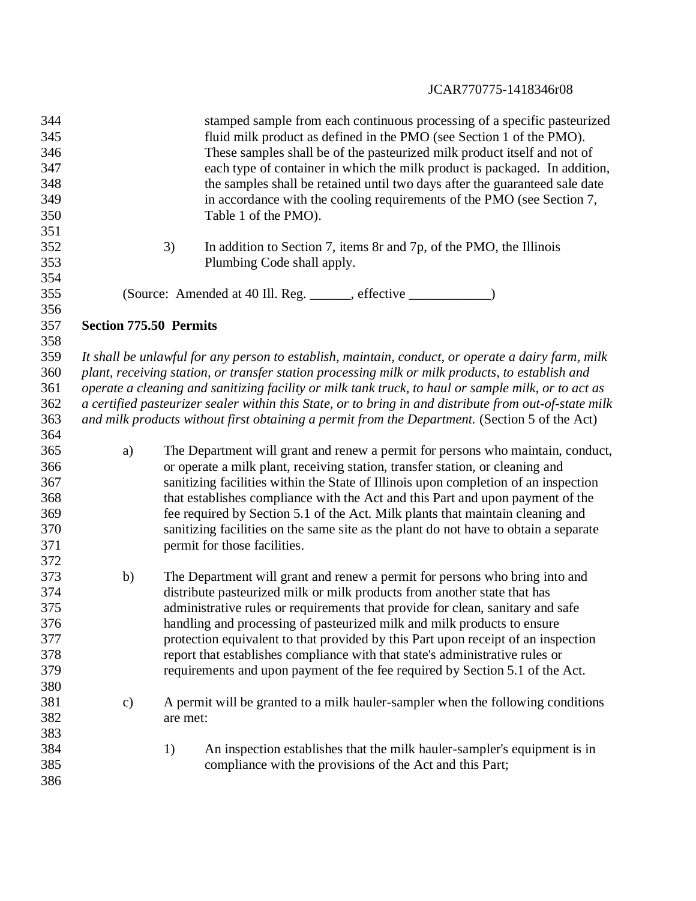stamped sample from each continuous processing of a specific pasteurized fluid milk product as defined in the PMO (see Section 1 of the PMO). These samples shall be of the pasteurized milk product itself and not of each type of container in which the milk product is packaged. In addition, the samples shall be retained until two days after the guaranteed sale date in accordance with the cooling requirements of the PMO (see Section 7, Table 1 of the PMO).

3) In addition to Section 7, items 8r and 7p, of the PMO, the Illinois Plumbing Code shall apply.

(Source: Amended at 40 Ill. Reg. ______, effective ____________)

**Section 775.50 Permits**

*It shall be unlawful for any person to establish, maintain, conduct, or operate a dairy farm, milk plant, receiving station, or transfer station processing milk or milk products, to establish and operate a cleaning and sanitizing facility or milk tank truck, to haul or sample milk, or to act as a certified pasteurizer sealer within this State, or to bring in and distribute from out-of-state milk and milk products without first obtaining a permit from the Department.* (Section 5 of the Act)

a) The Department will grant and renew a permit for persons who maintain, conduct, or operate a milk plant, receiving station, transfer station, or cleaning and sanitizing facilities within the State of Illinois upon completion of an inspection that establishes compliance with the Act and this Part and upon payment of the fee required by Section 5.1 of the Act. Milk plants that maintain cleaning and sanitizing facilities on the same site as the plant do not have to obtain a separate permit for those facilities.

b) The Department will grant and renew a permit for persons who bring into and distribute pasteurized milk or milk products from another state that has administrative rules or requirements that provide for clean, sanitary and safe handling and processing of pasteurized milk and milk products to ensure protection equivalent to that provided by this Part upon receipt of an inspection report that establishes compliance with that state's administrative rules or requirements and upon payment of the fee required by Section 5.1 of the Act.

c) A permit will be granted to a milk hauler-sampler when the following conditions are met:

1) An inspection establishes that the milk hauler-sampler's equipment is in compliance with the provisions of the Act and this Part;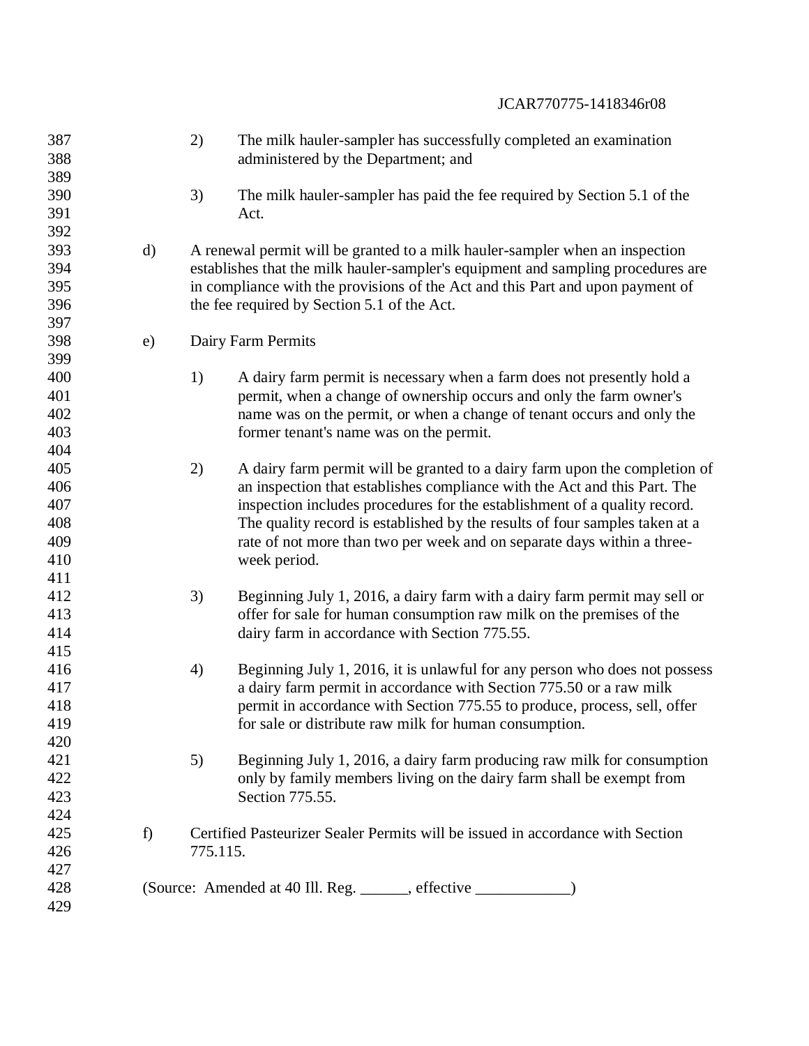2) The milk hauler-sampler has successfully completed an examination administered by the Department; and

3) The milk hauler-sampler has paid the fee required by Section 5.1 of the Act.

d) A renewal permit will be granted to a milk hauler-sampler when an inspection establishes that the milk hauler-sampler's equipment and sampling procedures are in compliance with the provisions of the Act and this Part and upon payment of the fee required by Section 5.1 of the Act.

e) Dairy Farm Permits

1) A dairy farm permit is necessary when a farm does not presently hold a permit, when a change of ownership occurs and only the farm owner's name was on the permit, or when a change of tenant occurs and only the former tenant's name was on the permit.

2) A dairy farm permit will be granted to a dairy farm upon the completion of an inspection that establishes compliance with the Act and this Part. The inspection includes procedures for the establishment of a quality record. The quality record is established by the results of four samples taken at a rate of not more than two per week and on separate days within a three-week period.

3) Beginning July 1, 2016, a dairy farm with a dairy farm permit may sell or offer for sale for human consumption raw milk on the premises of the dairy farm in accordance with Section 775.55.

4) Beginning July 1, 2016, it is unlawful for any person who does not possess a dairy farm permit in accordance with Section 775.50 or a raw milk permit in accordance with Section 775.55 to produce, process, sell, offer for sale or distribute raw milk for human consumption.

5) Beginning July 1, 2016, a dairy farm producing raw milk for consumption only by family members living on the dairy farm shall be exempt from Section 775.55.

f) Certified Pasteurizer Sealer Permits will be issued in accordance with Section 775.115.

(Source: Amended at 40 Ill. Reg. ______, effective ____________)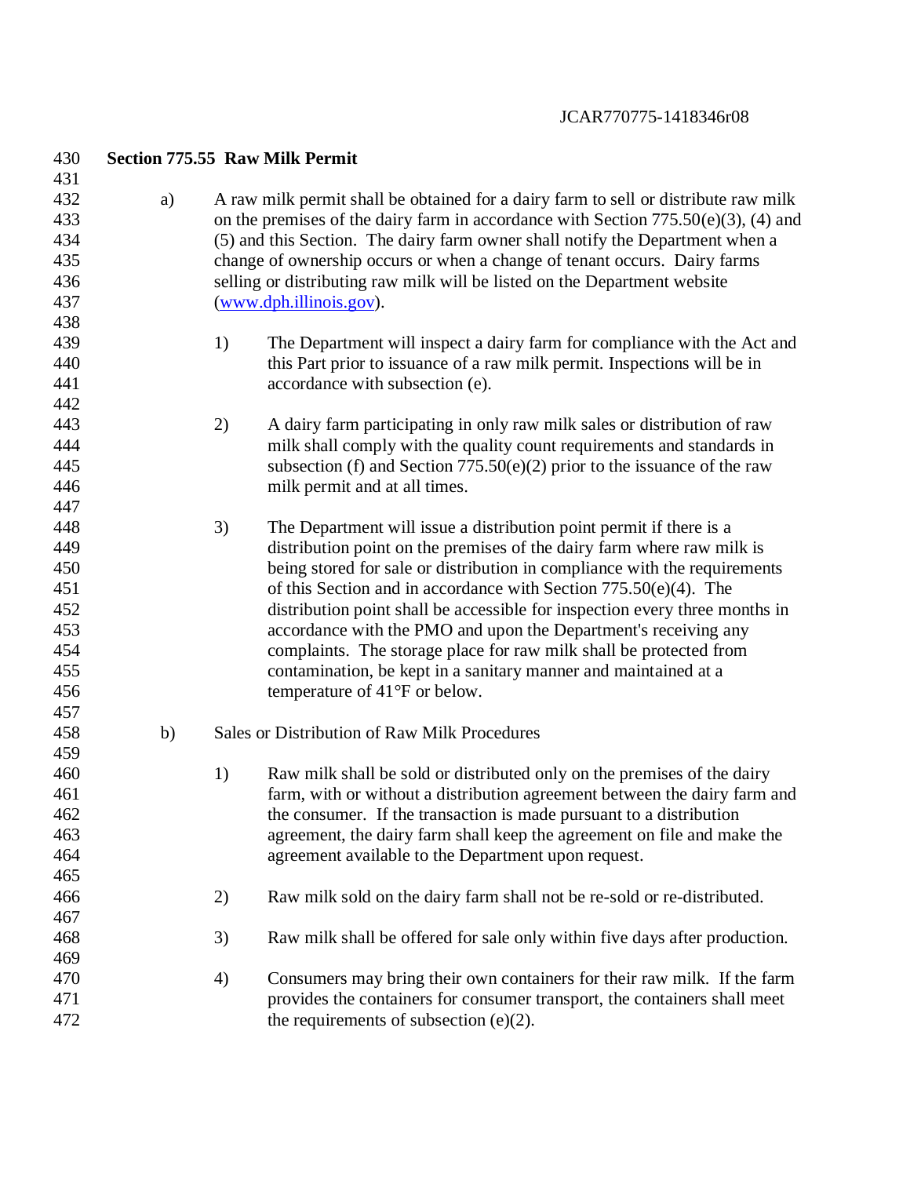**Section 775.55 Raw Milk Permit**

a) A raw milk permit shall be obtained for a dairy farm to sell or distribute raw milk on the premises of the dairy farm in accordance with Section 775.50(e)(3), (4) and (5) and this Section. The dairy farm owner shall notify the Department when a change of ownership occurs or when a change of tenant occurs. Dairy farms selling or distributing raw milk will be listed on the Department website (www.dph.illinois.gov).

1) The Department will inspect a dairy farm for compliance with the Act and this Part prior to issuance of a raw milk permit. Inspections will be in accordance with subsection (e).

2) A dairy farm participating in only raw milk sales or distribution of raw milk shall comply with the quality count requirements and standards in subsection (f) and Section 775.50(e)(2) prior to the issuance of the raw milk permit and at all times.

3) The Department will issue a distribution point permit if there is a distribution point on the premises of the dairy farm where raw milk is being stored for sale or distribution in compliance with the requirements of this Section and in accordance with Section 775.50(e)(4). The distribution point shall be accessible for inspection every three months in accordance with the PMO and upon the Department's receiving any complaints. The storage place for raw milk shall be protected from contamination, be kept in a sanitary manner and maintained at a temperature of 41°F or below.

b) Sales or Distribution of Raw Milk Procedures

1) Raw milk shall be sold or distributed only on the premises of the dairy farm, with or without a distribution agreement between the dairy farm and the consumer. If the transaction is made pursuant to a distribution agreement, the dairy farm shall keep the agreement on file and make the agreement available to the Department upon request.

2) Raw milk sold on the dairy farm shall not be re-sold or re-distributed.

3) Raw milk shall be offered for sale only within five days after production.

4) Consumers may bring their own containers for their raw milk. If the farm provides the containers for consumer transport, the containers shall meet the requirements of subsection (e)(2).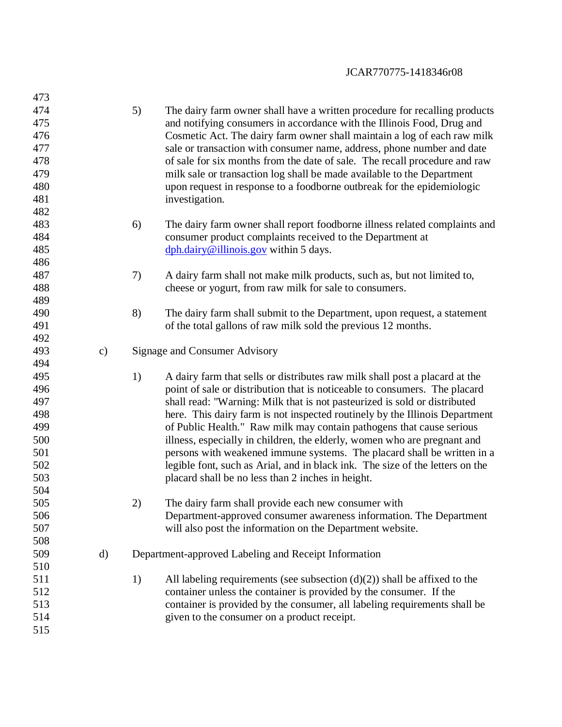5) The dairy farm owner shall have a written procedure for recalling products and notifying consumers in accordance with the Illinois Food, Drug and Cosmetic Act. The dairy farm owner shall maintain a log of each raw milk sale or transaction with consumer name, address, phone number and date of sale for six months from the date of sale. The recall procedure and raw milk sale or transaction log shall be made available to the Department upon request in response to a foodborne outbreak for the epidemiologic investigation.

6) The dairy farm owner shall report foodborne illness related complaints and consumer product complaints received to the Department at dph.dairy@illinois.gov within 5 days.

7) A dairy farm shall not make milk products, such as, but not limited to, cheese or yogurt, from raw milk for sale to consumers.

8) The dairy farm shall submit to the Department, upon request, a statement of the total gallons of raw milk sold the previous 12 months.

c) Signage and Consumer Advisory

1) A dairy farm that sells or distributes raw milk shall post a placard at the point of sale or distribution that is noticeable to consumers. The placard shall read: "Warning: Milk that is not pasteurized is sold or distributed here. This dairy farm is not inspected routinely by the Illinois Department of Public Health." Raw milk may contain pathogens that cause serious illness, especially in children, the elderly, women who are pregnant and persons with weakened immune systems. The placard shall be written in a legible font, such as Arial, and in black ink. The size of the letters on the placard shall be no less than 2 inches in height.

2) The dairy farm shall provide each new consumer with Department-approved consumer awareness information. The Department will also post the information on the Department website.

d) Department-approved Labeling and Receipt Information

1) All labeling requirements (see subsection (d)(2)) shall be affixed to the container unless the container is provided by the consumer. If the container is provided by the consumer, all labeling requirements shall be given to the consumer on a product receipt.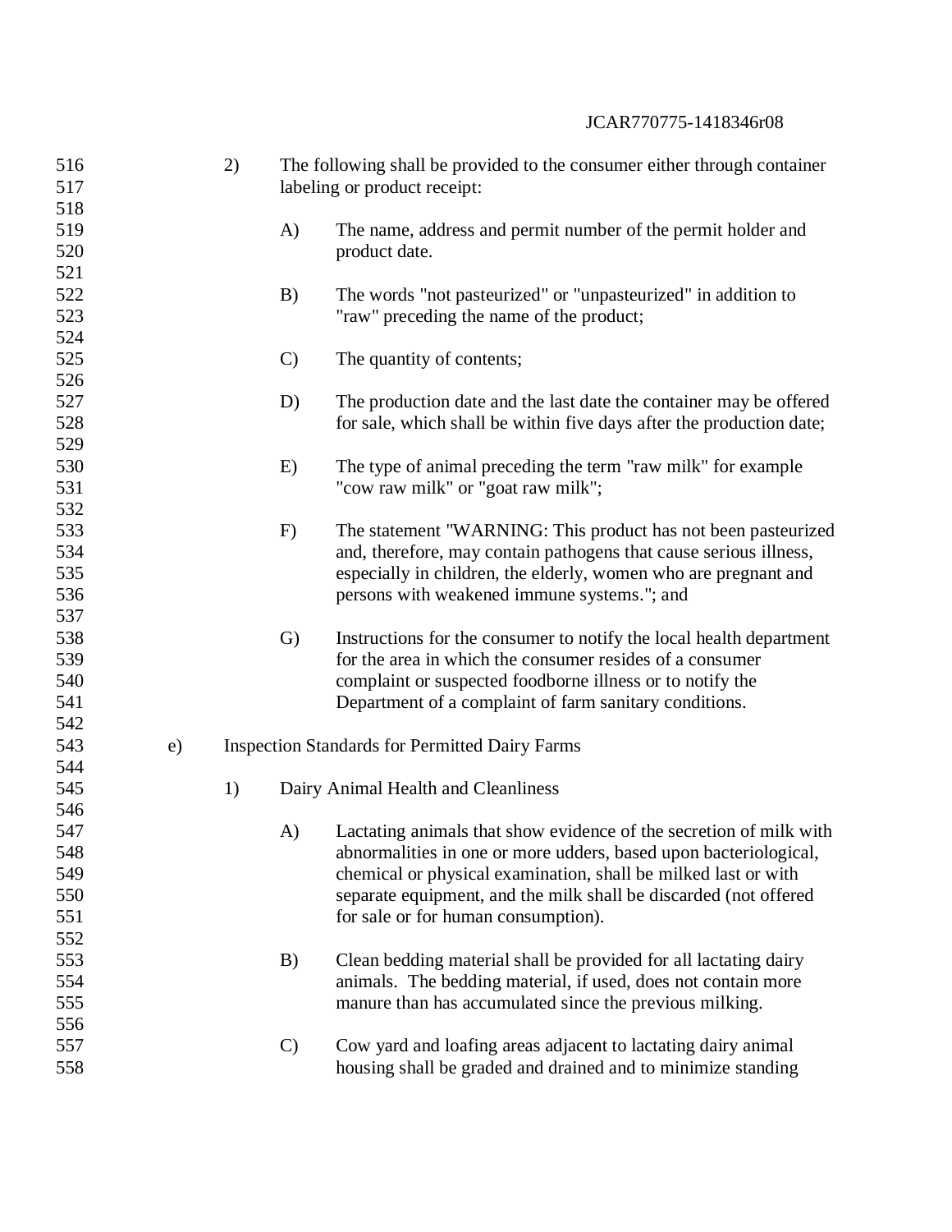2) The following shall be provided to the consumer either through container labeling or product receipt:

A) The name, address and permit number of the permit holder and product date.

B) The words "not pasteurized" or "unpasteurized" in addition to "raw" preceding the name of the product;

C) The quantity of contents;

D) The production date and the last date the container may be offered for sale, which shall be within five days after the production date;

E) The type of animal preceding the term "raw milk" for example "cow raw milk" or "goat raw milk";

F) The statement "WARNING: This product has not been pasteurized and, therefore, may contain pathogens that cause serious illness, especially in children, the elderly, women who are pregnant and persons with weakened immune systems."; and

G) Instructions for the consumer to notify the local health department for the area in which the consumer resides of a consumer complaint or suspected foodborne illness or to notify the Department of a complaint of farm sanitary conditions.

e) Inspection Standards for Permitted Dairy Farms

1) Dairy Animal Health and Cleanliness

A) Lactating animals that show evidence of the secretion of milk with abnormalities in one or more udders, based upon bacteriological, chemical or physical examination, shall be milked last or with separate equipment, and the milk shall be discarded (not offered for sale or for human consumption).

B) Clean bedding material shall be provided for all lactating dairy animals. The bedding material, if used, does not contain more manure than has accumulated since the previous milking.

C) Cow yard and loafing areas adjacent to lactating dairy animal housing shall be graded and drained and to minimize standing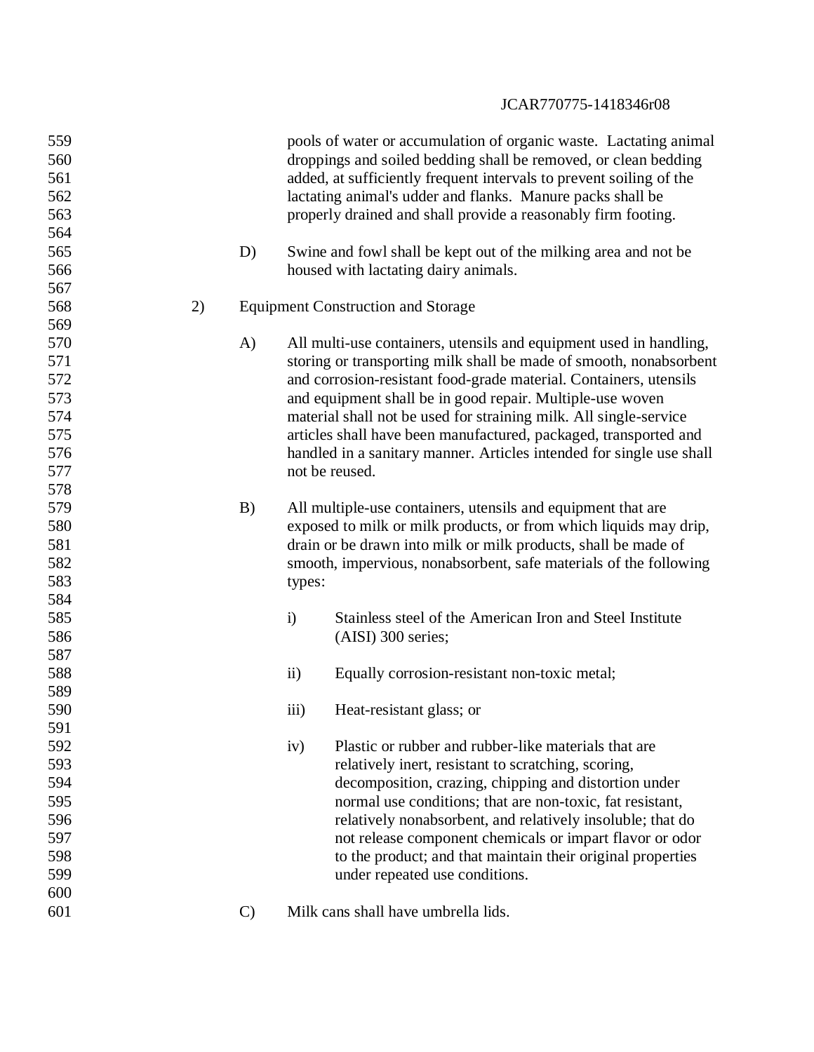pools of water or accumulation of organic waste. Lactating animal droppings and soiled bedding shall be removed, or clean bedding added, at sufficiently frequent intervals to prevent soiling of the lactating animal's udder and flanks. Manure packs shall be properly drained and shall provide a reasonably firm footing.

D) Swine and fowl shall be kept out of the milking area and not be housed with lactating dairy animals.

2) Equipment Construction and Storage

A) All multi-use containers, utensils and equipment used in handling, storing or transporting milk shall be made of smooth, nonabsorbent and corrosion-resistant food-grade material. Containers, utensils and equipment shall be in good repair. Multiple-use woven material shall not be used for straining milk. All single-service articles shall have been manufactured, packaged, transported and handled in a sanitary manner. Articles intended for single use shall not be reused.

B) All multiple-use containers, utensils and equipment that are exposed to milk or milk products, or from which liquids may drip, drain or be drawn into milk or milk products, shall be made of smooth, impervious, nonabsorbent, safe materials of the following types:

i) Stainless steel of the American Iron and Steel Institute (AISI) 300 series;

ii) Equally corrosion-resistant non-toxic metal;

iii) Heat-resistant glass; or

iv) Plastic or rubber and rubber-like materials that are relatively inert, resistant to scratching, scoring, decomposition, crazing, chipping and distortion under normal use conditions; that are non-toxic, fat resistant, relatively nonabsorbent, and relatively insoluble; that do not release component chemicals or impart flavor or odor to the product; and that maintain their original properties under repeated use conditions.

C) Milk cans shall have umbrella lids.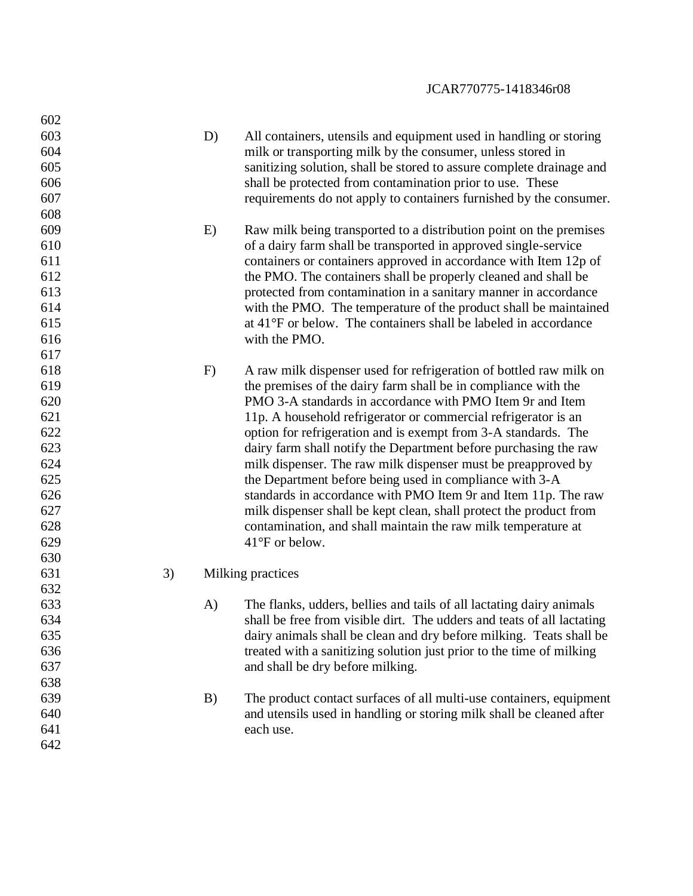D) All containers, utensils and equipment used in handling or storing milk or transporting milk by the consumer, unless stored in sanitizing solution, shall be stored to assure complete drainage and shall be protected from contamination prior to use. These requirements do not apply to containers furnished by the consumer.

E) Raw milk being transported to a distribution point on the premises of a dairy farm shall be transported in approved single-service containers or containers approved in accordance with Item 12p of the PMO. The containers shall be properly cleaned and shall be protected from contamination in a sanitary manner in accordance with the PMO. The temperature of the product shall be maintained at 41°F or below. The containers shall be labeled in accordance with the PMO.

F) A raw milk dispenser used for refrigeration of bottled raw milk on the premises of the dairy farm shall be in compliance with the PMO 3-A standards in accordance with PMO Item 9r and Item 11p. A household refrigerator or commercial refrigerator is an option for refrigeration and is exempt from 3-A standards. The dairy farm shall notify the Department before purchasing the raw milk dispenser. The raw milk dispenser must be preapproved by the Department before being used in compliance with 3-A standards in accordance with PMO Item 9r and Item 11p. The raw milk dispenser shall be kept clean, shall protect the product from contamination, and shall maintain the raw milk temperature at 41°F or below.

3) Milking practices

A) The flanks, udders, bellies and tails of all lactating dairy animals shall be free from visible dirt. The udders and teats of all lactating dairy animals shall be clean and dry before milking. Teats shall be treated with a sanitizing solution just prior to the time of milking and shall be dry before milking.

B) The product contact surfaces of all multi-use containers, equipment and utensils used in handling or storing milk shall be cleaned after each use.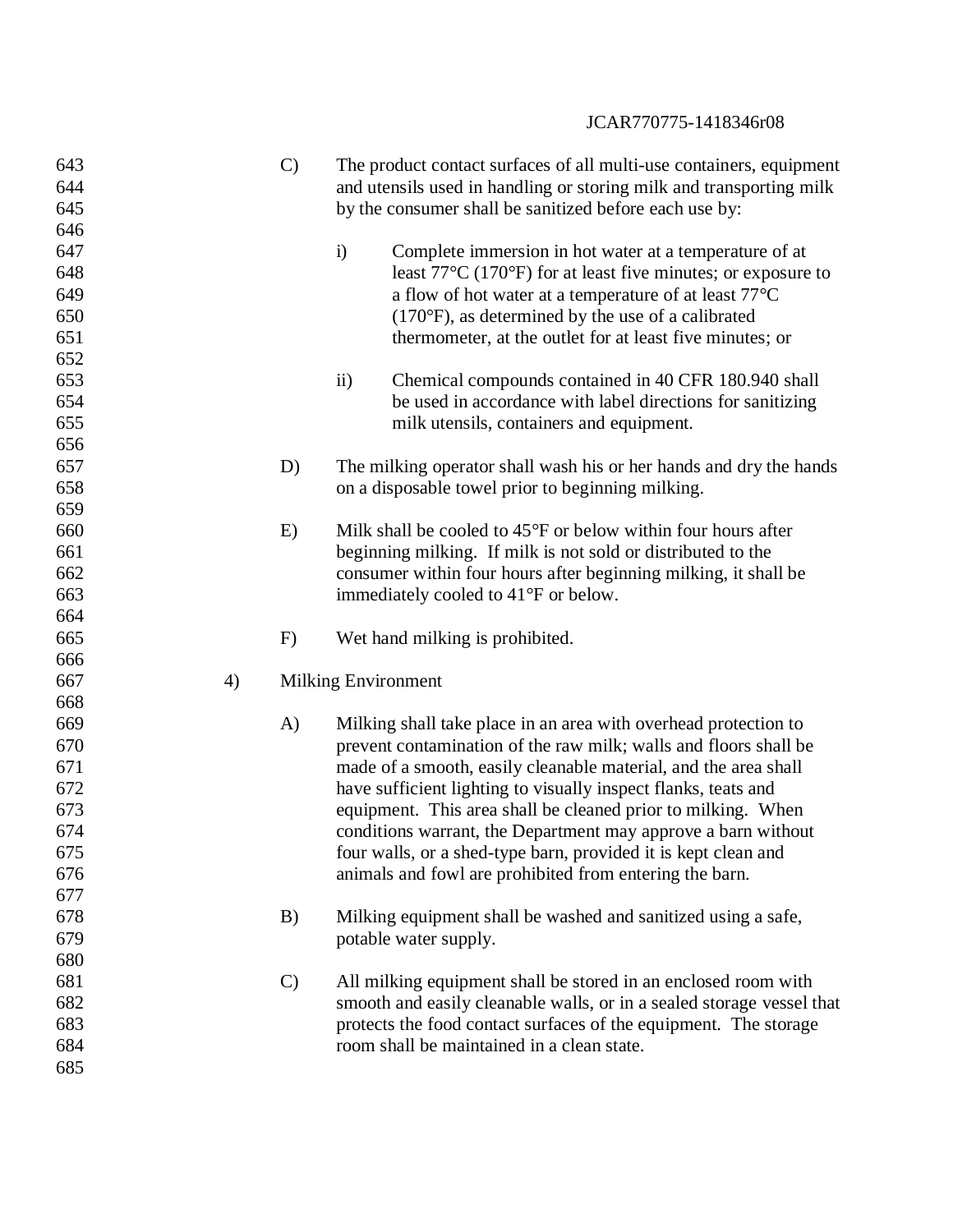C) The product contact surfaces of all multi-use containers, equipment and utensils used in handling or storing milk and transporting milk by the consumer shall be sanitized before each use by:

   i) Complete immersion in hot water at a temperature of at least 77°C (170°F) for at least five minutes; or exposure to a flow of hot water at a temperature of at least 77°C (170°F), as determined by the use of a calibrated thermometer, at the outlet for at least five minutes; or

   ii) Chemical compounds contained in 40 CFR 180.940 shall be used in accordance with label directions for sanitizing milk utensils, containers and equipment.

D) The milking operator shall wash his or her hands and dry the hands on a disposable towel prior to beginning milking.

E) Milk shall be cooled to 45°F or below within four hours after beginning milking. If milk is not sold or distributed to the consumer within four hours after beginning milking, it shall be immediately cooled to 41°F or below.

F) Wet hand milking is prohibited.

4) Milking Environment

   A) Milking shall take place in an area with overhead protection to prevent contamination of the raw milk; walls and floors shall be made of a smooth, easily cleanable material, and the area shall have sufficient lighting to visually inspect flanks, teats and equipment. This area shall be cleaned prior to milking. When conditions warrant, the Department may approve a barn without four walls, or a shed-type barn, provided it is kept clean and animals and fowl are prohibited from entering the barn.

   B) Milking equipment shall be washed and sanitized using a safe, potable water supply.

   C) All milking equipment shall be stored in an enclosed room with smooth and easily cleanable walls, or in a sealed storage vessel that protects the food contact surfaces of the equipment. The storage room shall be maintained in a clean state.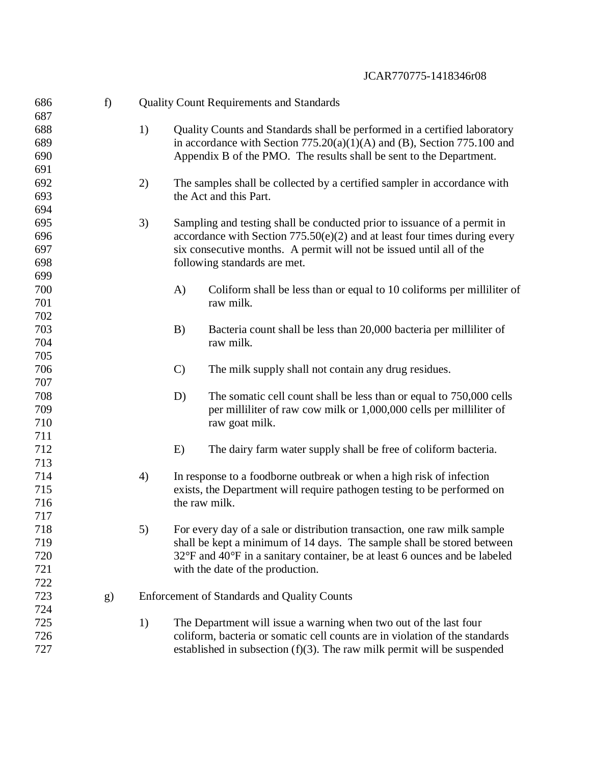f) Quality Count Requirements and Standards

1) Quality Counts and Standards shall be performed in a certified laboratory in accordance with Section 775.20(a)(1)(A) and (B), Section 775.100 and Appendix B of the PMO. The results shall be sent to the Department.

2) The samples shall be collected by a certified sampler in accordance with the Act and this Part.

3) Sampling and testing shall be conducted prior to issuance of a permit in accordance with Section 775.50(e)(2) and at least four times during every six consecutive months. A permit will not be issued until all of the following standards are met.

A) Coliform shall be less than or equal to 10 coliforms per milliliter of raw milk.

B) Bacteria count shall be less than 20,000 bacteria per milliliter of raw milk.

C) The milk supply shall not contain any drug residues.

D) The somatic cell count shall be less than or equal to 750,000 cells per milliliter of raw cow milk or 1,000,000 cells per milliliter of raw goat milk.

E) The dairy farm water supply shall be free of coliform bacteria.

4) In response to a foodborne outbreak or when a high risk of infection exists, the Department will require pathogen testing to be performed on the raw milk.

5) For every day of a sale or distribution transaction, one raw milk sample shall be kept a minimum of 14 days. The sample shall be stored between 32°F and 40°F in a sanitary container, be at least 6 ounces and be labeled with the date of the production.

g) Enforcement of Standards and Quality Counts

1) The Department will issue a warning when two out of the last four coliform, bacteria or somatic cell counts are in violation of the standards established in subsection (f)(3). The raw milk permit will be suspended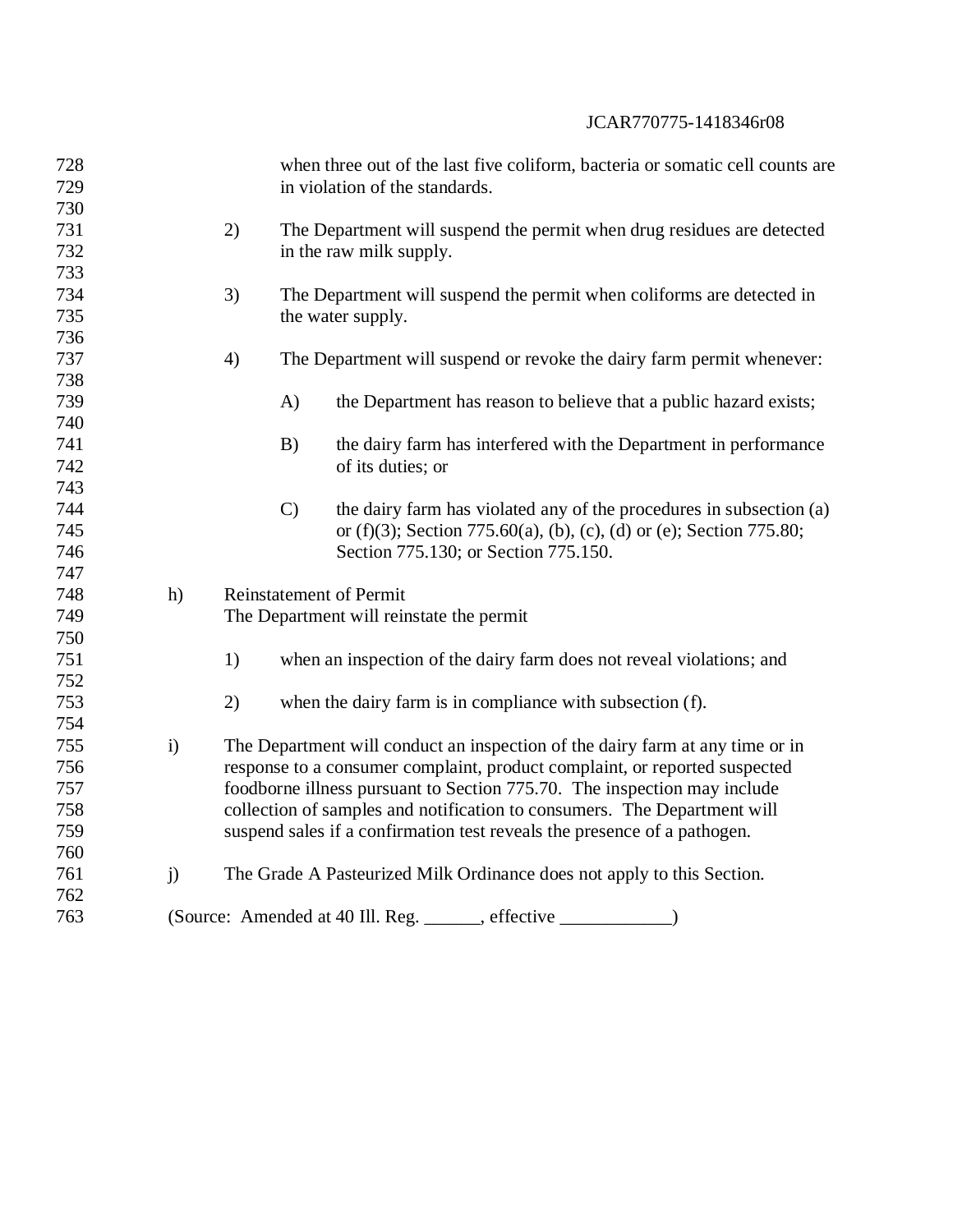when three out of the last five coliform, bacteria or somatic cell counts are in violation of the standards.

2) The Department will suspend the permit when drug residues are detected in the raw milk supply.

3) The Department will suspend the permit when coliforms are detected in the water supply.

4) The Department will suspend or revoke the dairy farm permit whenever:

A) the Department has reason to believe that a public hazard exists;

B) the dairy farm has interfered with the Department in performance of its duties; or

C) the dairy farm has violated any of the procedures in subsection (a) or (f)(3); Section 775.60(a), (b), (c), (d) or (e); Section 775.80; Section 775.130; or Section 775.150.

h) Reinstatement of Permit

The Department will reinstate the permit

1) when an inspection of the dairy farm does not reveal violations; and

2) when the dairy farm is in compliance with subsection (f).

i) The Department will conduct an inspection of the dairy farm at any time or in response to a consumer complaint, product complaint, or reported suspected foodborne illness pursuant to Section 775.70. The inspection may include collection of samples and notification to consumers. The Department will suspend sales if a confirmation test reveals the presence of a pathogen.

j) The Grade A Pasteurized Milk Ordinance does not apply to this Section.

(Source: Amended at 40 Ill. Reg. ______, effective ____________)